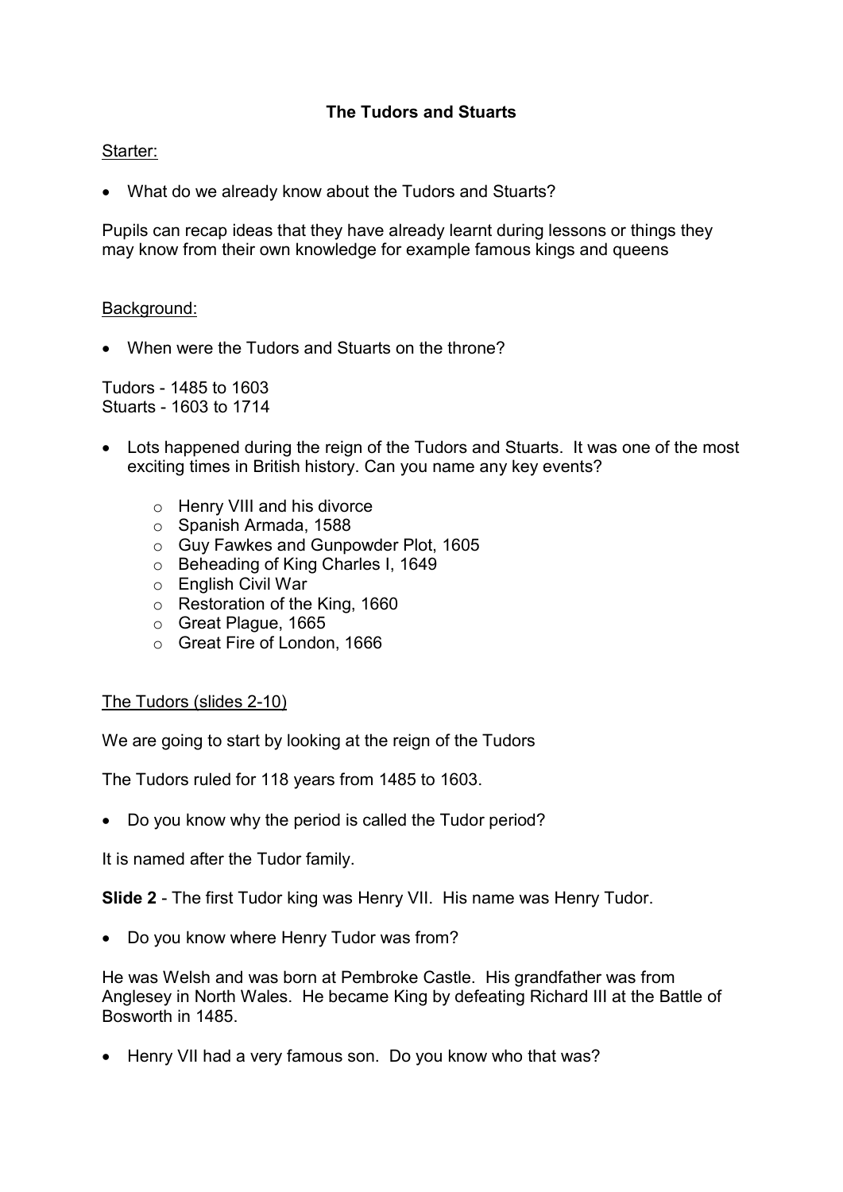# The Tudors and Stuarts

Starter:

- What do we already know about the Tudors and Stuarts?

Pupils can recap ideas that they have already learnt during lessons or things they may know from their own knowledge for example famous kings and queens

Background:

- When were the Tudors and Stuarts on the throne?

Tudors - 1485 to 1603
Stuarts - 1603 to 1714

- Lots happened during the reign of the Tudors and Stuarts. It was one of the most exciting times in British history. Can you name any key events?
  - Henry VIII and his divorce
  - Spanish Armada, 1588
  - Guy Fawkes and Gunpowder Plot, 1605
  - Beheading of King Charles I, 1649
  - English Civil War
  - Restoration of the King, 1660
  - Great Plague, 1665
  - Great Fire of London, 1666

The Tudors (slides 2-10)

We are going to start by looking at the reign of the Tudors

The Tudors ruled for 118 years from 1485 to 1603.

- Do you know why the period is called the Tudor period?

It is named after the Tudor family.

**Slide 2** - The first Tudor king was Henry VII. His name was Henry Tudor.

- Do you know where Henry Tudor was from?

He was Welsh and was born at Pembroke Castle. His grandfather was from Anglesey in North Wales. He became King by defeating Richard III at the Battle of Bosworth in 1485.

- Henry VII had a very famous son. Do you know who that was?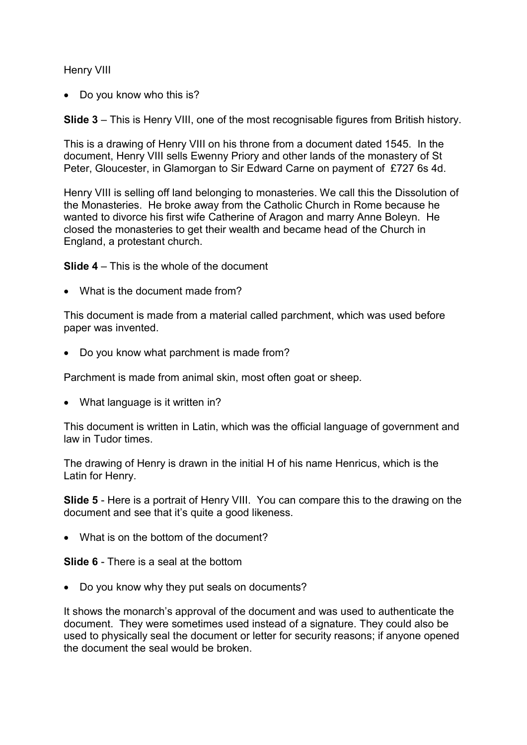Henry VIII

- Do you know who this is?

**Slide 3** – This is Henry VIII, one of the most recognisable figures from British history.

This is a drawing of Henry VIII on his throne from a document dated 1545. In the document, Henry VIII sells Ewenny Priory and other lands of the monastery of St Peter, Gloucester, in Glamorgan to Sir Edward Carne on payment of £727 6s 4d.

Henry VIII is selling off land belonging to monasteries. We call this the Dissolution of the Monasteries. He broke away from the Catholic Church in Rome because he wanted to divorce his first wife Catherine of Aragon and marry Anne Boleyn. He closed the monasteries to get their wealth and became head of the Church in England, a protestant church.

**Slide 4** – This is the whole of the document

- What is the document made from?

This document is made from a material called parchment, which was used before paper was invented.

- Do you know what parchment is made from?

Parchment is made from animal skin, most often goat or sheep.

- What language is it written in?

This document is written in Latin, which was the official language of government and law in Tudor times.

The drawing of Henry is drawn in the initial H of his name Henricus, which is the Latin for Henry.

**Slide 5** - Here is a portrait of Henry VIII. You can compare this to the drawing on the document and see that it's quite a good likeness.

- What is on the bottom of the document?

**Slide 6** - There is a seal at the bottom

- Do you know why they put seals on documents?

It shows the monarch's approval of the document and was used to authenticate the document. They were sometimes used instead of a signature. They could also be used to physically seal the document or letter for security reasons; if anyone opened the document the seal would be broken.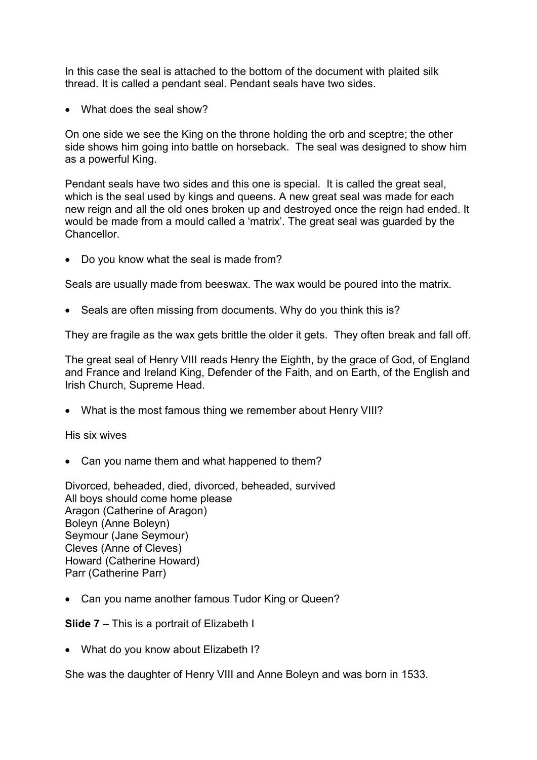In this case the seal is attached to the bottom of the document with plaited silk thread. It is called a pendant seal. Pendant seals have two sides.

- What does the seal show?

On one side we see the King on the throne holding the orb and sceptre; the other side shows him going into battle on horseback. The seal was designed to show him as a powerful King.

Pendant seals have two sides and this one is special. It is called the great seal, which is the seal used by kings and queens. A new great seal was made for each new reign and all the old ones broken up and destroyed once the reign had ended. It would be made from a mould called a 'matrix'. The great seal was guarded by the Chancellor.

- Do you know what the seal is made from?

Seals are usually made from beeswax. The wax would be poured into the matrix.

- Seals are often missing from documents. Why do you think this is?

They are fragile as the wax gets brittle the older it gets. They often break and fall off.

The great seal of Henry VIII reads Henry the Eighth, by the grace of God, of England and France and Ireland King, Defender of the Faith, and on Earth, of the English and Irish Church, Supreme Head.

- What is the most famous thing we remember about Henry VIII?

His six wives

- Can you name them and what happened to them?

Divorced, beheaded, died, divorced, beheaded, survived
All boys should come home please
Aragon (Catherine of Aragon)
Boleyn (Anne Boleyn)
Seymour (Jane Seymour)
Cleves (Anne of Cleves)
Howard (Catherine Howard)
Parr (Catherine Parr)

- Can you name another famous Tudor King or Queen?

**Slide 7** – This is a portrait of Elizabeth I

- What do you know about Elizabeth I?

She was the daughter of Henry VIII and Anne Boleyn and was born in 1533.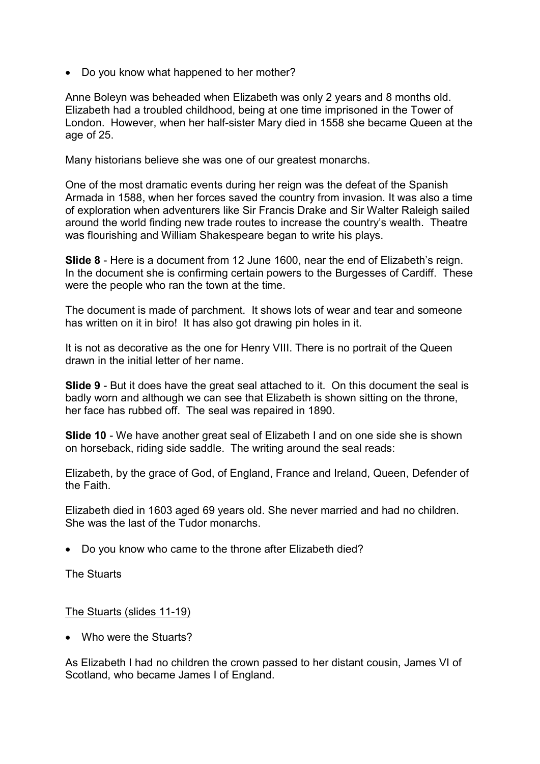- Do you know what happened to her mother?

Anne Boleyn was beheaded when Elizabeth was only 2 years and 8 months old. Elizabeth had a troubled childhood, being at one time imprisoned in the Tower of London. However, when her half-sister Mary died in 1558 she became Queen at the age of 25.

Many historians believe she was one of our greatest monarchs.

One of the most dramatic events during her reign was the defeat of the Spanish Armada in 1588, when her forces saved the country from invasion. It was also a time of exploration when adventurers like Sir Francis Drake and Sir Walter Raleigh sailed around the world finding new trade routes to increase the country's wealth. Theatre was flourishing and William Shakespeare began to write his plays.

**Slide 8** - Here is a document from 12 June 1600, near the end of Elizabeth's reign. In the document she is confirming certain powers to the Burgesses of Cardiff. These were the people who ran the town at the time.

The document is made of parchment. It shows lots of wear and tear and someone has written on it in biro! It has also got drawing pin holes in it.

It is not as decorative as the one for Henry VIII. There is no portrait of the Queen drawn in the initial letter of her name.

**Slide 9** - But it does have the great seal attached to it. On this document the seal is badly worn and although we can see that Elizabeth is shown sitting on the throne, her face has rubbed off. The seal was repaired in 1890.

**Slide 10** - We have another great seal of Elizabeth I and on one side she is shown on horseback, riding side saddle. The writing around the seal reads:

Elizabeth, by the grace of God, of England, France and Ireland, Queen, Defender of the Faith.

Elizabeth died in 1603 aged 69 years old. She never married and had no children. She was the last of the Tudor monarchs.

- Do you know who came to the throne after Elizabeth died?

The Stuarts

<u>The Stuarts (slides 11-19)</u>

- Who were the Stuarts?

As Elizabeth I had no children the crown passed to her distant cousin, James VI of Scotland, who became James I of England.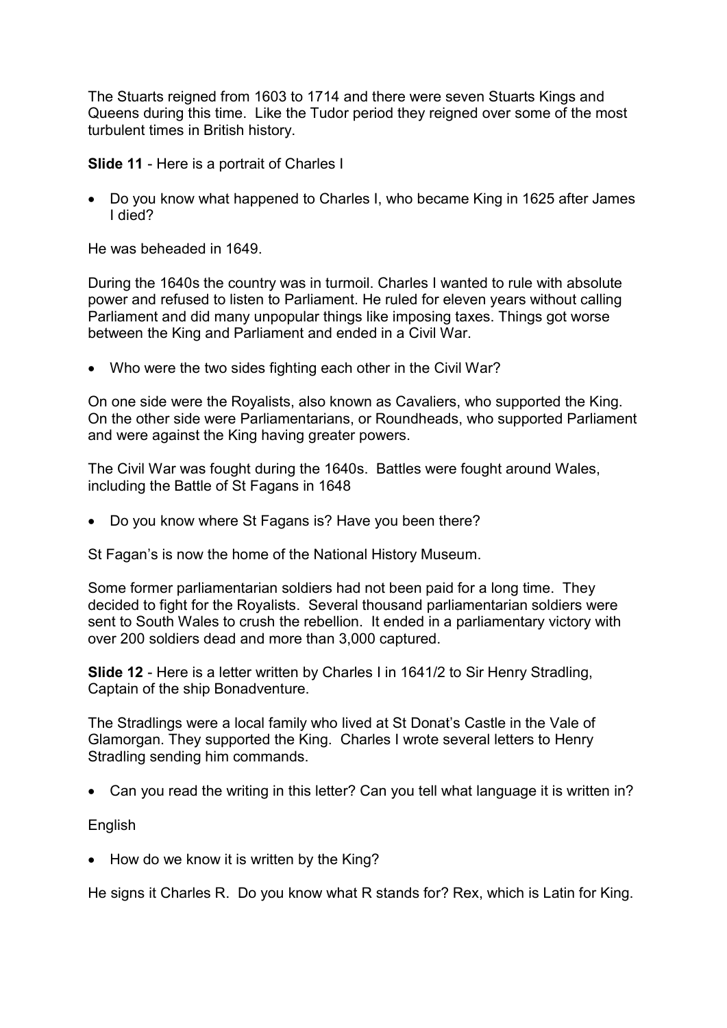The Stuarts reigned from 1603 to 1714 and there were seven Stuarts Kings and Queens during this time. Like the Tudor period they reigned over some of the most turbulent times in British history.

**Slide 11** - Here is a portrait of Charles I

- Do you know what happened to Charles I, who became King in 1625 after James I died?

He was beheaded in 1649.

During the 1640s the country was in turmoil. Charles I wanted to rule with absolute power and refused to listen to Parliament. He ruled for eleven years without calling Parliament and did many unpopular things like imposing taxes. Things got worse between the King and Parliament and ended in a Civil War.

- Who were the two sides fighting each other in the Civil War?

On one side were the Royalists, also known as Cavaliers, who supported the King. On the other side were Parliamentarians, or Roundheads, who supported Parliament and were against the King having greater powers.

The Civil War was fought during the 1640s. Battles were fought around Wales, including the Battle of St Fagans in 1648

- Do you know where St Fagans is? Have you been there?

St Fagan's is now the home of the National History Museum.

Some former parliamentarian soldiers had not been paid for a long time. They decided to fight for the Royalists. Several thousand parliamentarian soldiers were sent to South Wales to crush the rebellion. It ended in a parliamentary victory with over 200 soldiers dead and more than 3,000 captured.

**Slide 12** - Here is a letter written by Charles I in 1641/2 to Sir Henry Stradling, Captain of the ship Bonadventure.

The Stradlings were a local family who lived at St Donat's Castle in the Vale of Glamorgan. They supported the King. Charles I wrote several letters to Henry Stradling sending him commands.

- Can you read the writing in this letter? Can you tell what language it is written in?

English

- How do we know it is written by the King?

He signs it Charles R. Do you know what R stands for? Rex, which is Latin for King.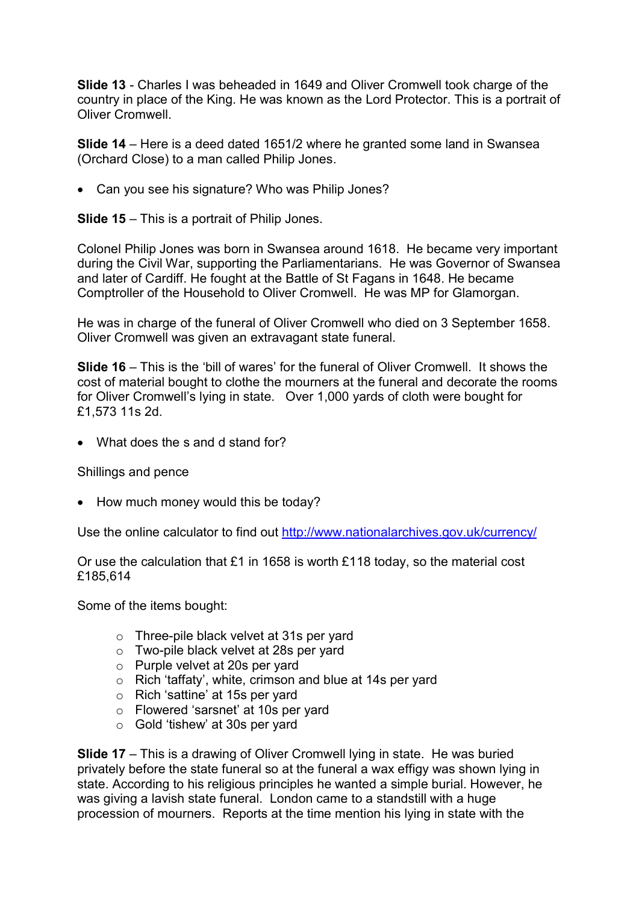**Slide 13** - Charles I was beheaded in 1649 and Oliver Cromwell took charge of the country in place of the King. He was known as the Lord Protector. This is a portrait of Oliver Cromwell.

**Slide 14** – Here is a deed dated 1651/2 where he granted some land in Swansea (Orchard Close) to a man called Philip Jones.

- Can you see his signature? Who was Philip Jones?

**Slide 15** – This is a portrait of Philip Jones.

Colonel Philip Jones was born in Swansea around 1618. He became very important during the Civil War, supporting the Parliamentarians. He was Governor of Swansea and later of Cardiff. He fought at the Battle of St Fagans in 1648. He became Comptroller of the Household to Oliver Cromwell. He was MP for Glamorgan.

He was in charge of the funeral of Oliver Cromwell who died on 3 September 1658. Oliver Cromwell was given an extravagant state funeral.

**Slide 16** – This is the 'bill of wares' for the funeral of Oliver Cromwell. It shows the cost of material bought to clothe the mourners at the funeral and decorate the rooms for Oliver Cromwell's lying in state. Over 1,000 yards of cloth were bought for £1,573 11s 2d.

- What does the s and d stand for?

Shillings and pence

- How much money would this be today?

Use the online calculator to find out http://www.nationalarchives.gov.uk/currency/

Or use the calculation that £1 in 1658 is worth £118 today, so the material cost £185,614

Some of the items bought:

- Three-pile black velvet at 31s per yard
- Two-pile black velvet at 28s per yard
- Purple velvet at 20s per yard
- Rich 'taffaty', white, crimson and blue at 14s per yard
- Rich 'sattine' at 15s per yard
- Flowered 'sarsnet' at 10s per yard
- Gold 'tishew' at 30s per yard

**Slide 17** – This is a drawing of Oliver Cromwell lying in state. He was buried privately before the state funeral so at the funeral a wax effigy was shown lying in state. According to his religious principles he wanted a simple burial. However, he was giving a lavish state funeral. London came to a standstill with a huge procession of mourners. Reports at the time mention his lying in state with the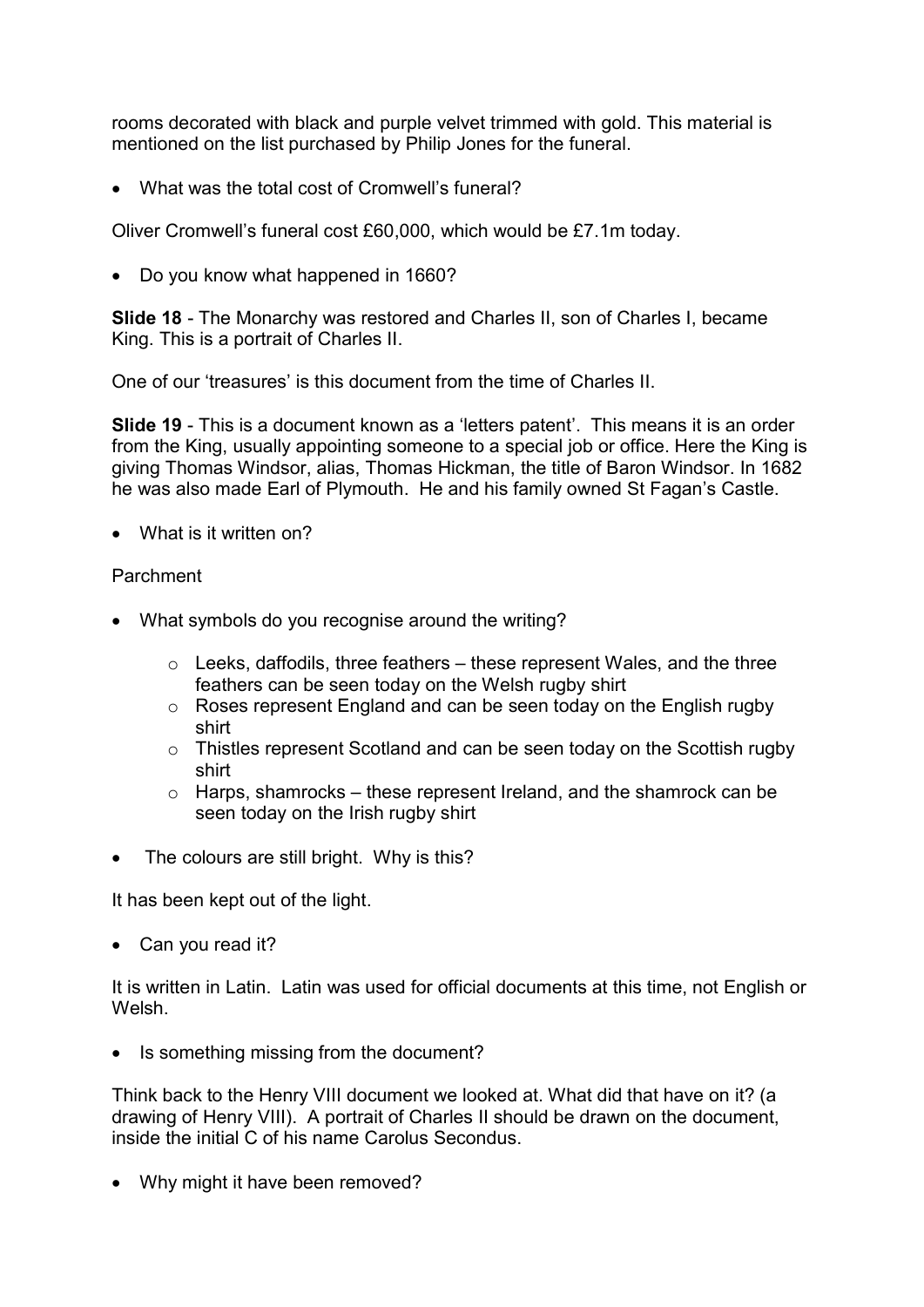rooms decorated with black and purple velvet trimmed with gold. This material is mentioned on the list purchased by Philip Jones for the funeral.

- What was the total cost of Cromwell's funeral?

Oliver Cromwell's funeral cost £60,000, which would be £7.1m today.

- Do you know what happened in 1660?

**Slide 18** - The Monarchy was restored and Charles II, son of Charles I, became King. This is a portrait of Charles II.

One of our 'treasures' is this document from the time of Charles II.

**Slide 19** - This is a document known as a 'letters patent'. This means it is an order from the King, usually appointing someone to a special job or office. Here the King is giving Thomas Windsor, alias, Thomas Hickman, the title of Baron Windsor. In 1682 he was also made Earl of Plymouth. He and his family owned St Fagan's Castle.

- What is it written on?

Parchment

- What symbols do you recognise around the writing?
  - Leeks, daffodils, three feathers – these represent Wales, and the three feathers can be seen today on the Welsh rugby shirt
  - Roses represent England and can be seen today on the English rugby shirt
  - Thistles represent Scotland and can be seen today on the Scottish rugby shirt
  - Harps, shamrocks – these represent Ireland, and the shamrock can be seen today on the Irish rugby shirt

- The colours are still bright. Why is this?

It has been kept out of the light.

- Can you read it?

It is written in Latin. Latin was used for official documents at this time, not English or Welsh.

- Is something missing from the document?

Think back to the Henry VIII document we looked at. What did that have on it? (a drawing of Henry VIII). A portrait of Charles II should be drawn on the document, inside the initial C of his name Carolus Secondus.

- Why might it have been removed?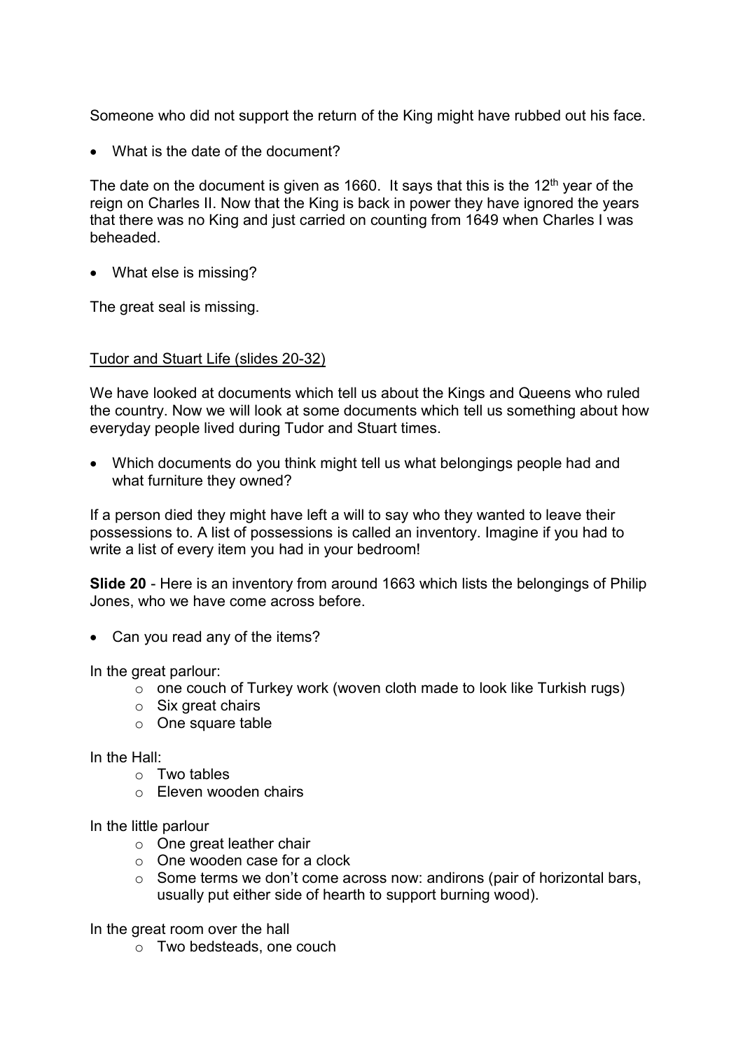Someone who did not support the return of the King might have rubbed out his face.

- What is the date of the document?

The date on the document is given as 1660. It says that this is the 12th year of the reign on Charles II. Now that the King is back in power they have ignored the years that there was no King and just carried on counting from 1649 when Charles I was beheaded.

- What else is missing?

The great seal is missing.

## Tudor and Stuart Life (slides 20-32)

We have looked at documents which tell us about the Kings and Queens who ruled the country. Now we will look at some documents which tell us something about how everyday people lived during Tudor and Stuart times.

- Which documents do you think might tell us what belongings people had and what furniture they owned?

If a person died they might have left a will to say who they wanted to leave their possessions to. A list of possessions is called an inventory. Imagine if you had to write a list of every item you had in your bedroom!

**Slide 20** - Here is an inventory from around 1663 which lists the belongings of Philip Jones, who we have come across before.

- Can you read any of the items?

In the great parlour:

- one couch of Turkey work (woven cloth made to look like Turkish rugs)
- Six great chairs
- One square table

In the Hall:

- Two tables
- Eleven wooden chairs

In the little parlour

- One great leather chair
- One wooden case for a clock
- Some terms we don't come across now: andirons (pair of horizontal bars, usually put either side of hearth to support burning wood).

In the great room over the hall

- Two bedsteads, one couch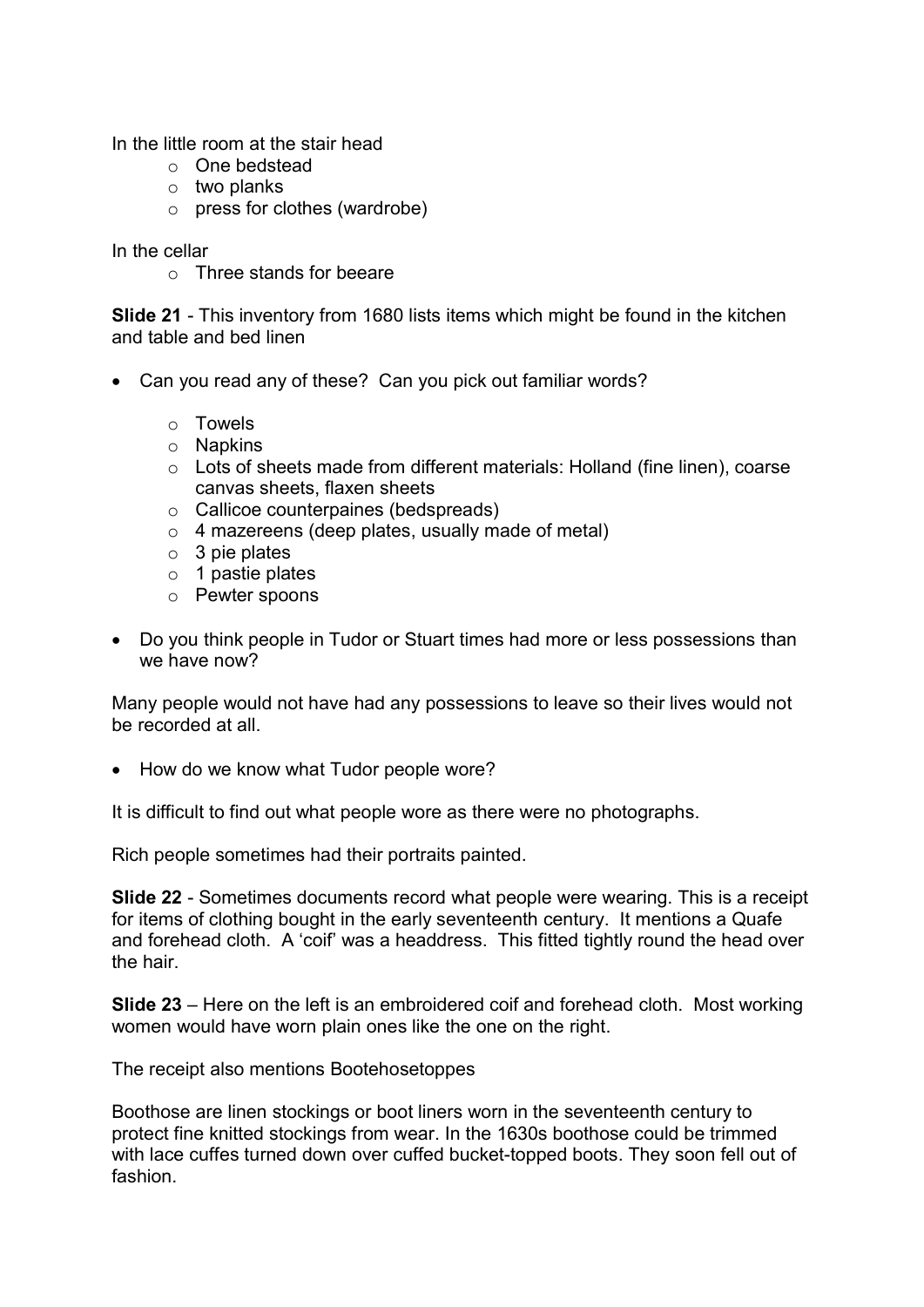In the little room at the stair head

- One bedstead
- two planks
- press for clothes (wardrobe)

In the cellar

- Three stands for beeare

**Slide 21** - This inventory from 1680 lists items which might be found in the kitchen and table and bed linen

- Can you read any of these? Can you pick out familiar words?
  - Towels
  - Napkins
  - Lots of sheets made from different materials: Holland (fine linen), coarse canvas sheets, flaxen sheets
  - Callicoe counterpaines (bedspreads)
  - 4 mazereens (deep plates, usually made of metal)
  - 3 pie plates
  - 1 pastie plates
  - Pewter spoons
- Do you think people in Tudor or Stuart times had more or less possessions than we have now?

Many people would not have had any possessions to leave so their lives would not be recorded at all.

- How do we know what Tudor people wore?

It is difficult to find out what people wore as there were no photographs.

Rich people sometimes had their portraits painted.

**Slide 22** - Sometimes documents record what people were wearing. This is a receipt for items of clothing bought in the early seventeenth century. It mentions a Quafe and forehead cloth. A 'coif' was a headdress. This fitted tightly round the head over the hair.

**Slide 23** – Here on the left is an embroidered coif and forehead cloth. Most working women would have worn plain ones like the one on the right.

The receipt also mentions Bootehosetoppes

Boothose are linen stockings or boot liners worn in the seventeenth century to protect fine knitted stockings from wear. In the 1630s boothose could be trimmed with lace cuffes turned down over cuffed bucket-topped boots. They soon fell out of fashion.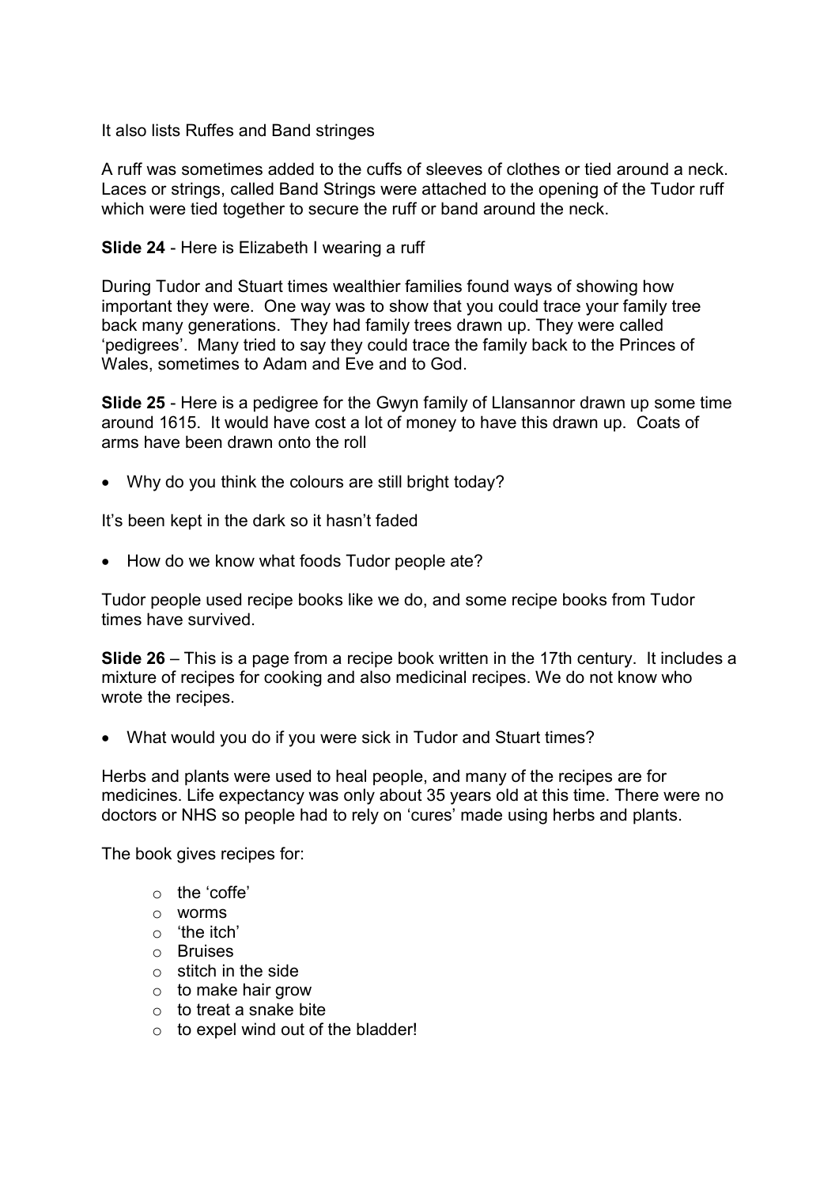It also lists Ruffes and Band stringes

A ruff was sometimes added to the cuffs of sleeves of clothes or tied around a neck. Laces or strings, called Band Strings were attached to the opening of the Tudor ruff which were tied together to secure the ruff or band around the neck.

**Slide 24** - Here is Elizabeth I wearing a ruff

During Tudor and Stuart times wealthier families found ways of showing how important they were. One way was to show that you could trace your family tree back many generations. They had family trees drawn up. They were called 'pedigrees'. Many tried to say they could trace the family back to the Princes of Wales, sometimes to Adam and Eve and to God.

**Slide 25** - Here is a pedigree for the Gwyn family of Llansannor drawn up some time around 1615. It would have cost a lot of money to have this drawn up. Coats of arms have been drawn onto the roll

- Why do you think the colours are still bright today?

It's been kept in the dark so it hasn't faded

- How do we know what foods Tudor people ate?

Tudor people used recipe books like we do, and some recipe books from Tudor times have survived.

**Slide 26** – This is a page from a recipe book written in the 17th century. It includes a mixture of recipes for cooking and also medicinal recipes. We do not know who wrote the recipes.

- What would you do if you were sick in Tudor and Stuart times?

Herbs and plants were used to heal people, and many of the recipes are for medicines. Life expectancy was only about 35 years old at this time. There were no doctors or NHS so people had to rely on 'cures' made using herbs and plants.

The book gives recipes for:

- the 'coffe'
- worms
- 'the itch'
- Bruises
- stitch in the side
- to make hair grow
- to treat a snake bite
- to expel wind out of the bladder!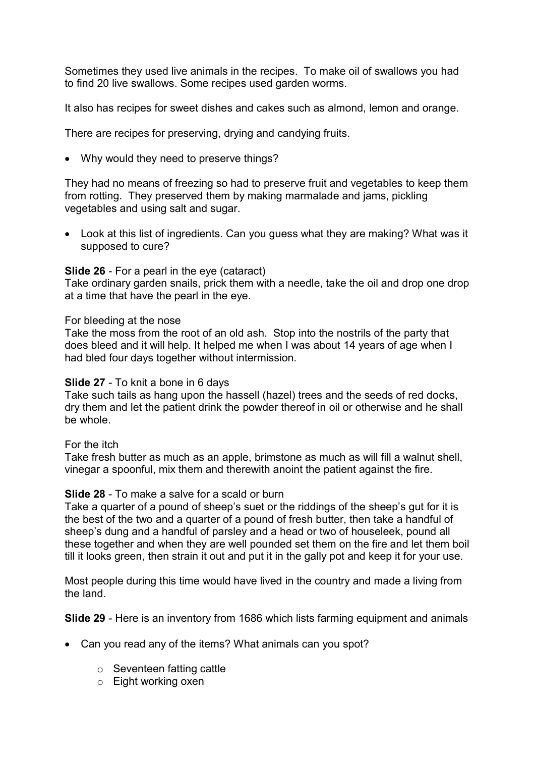Sometimes they used live animals in the recipes. To make oil of swallows you had to find 20 live swallows. Some recipes used garden worms.

It also has recipes for sweet dishes and cakes such as almond, lemon and orange.

There are recipes for preserving, drying and candying fruits.

- Why would they need to preserve things?

They had no means of freezing so had to preserve fruit and vegetables to keep them from rotting. They preserved them by making marmalade and jams, pickling vegetables and using salt and sugar.

- Look at this list of ingredients. Can you guess what they are making? What was it supposed to cure?

**Slide 26** - For a pearl in the eye (cataract)
Take ordinary garden snails, prick them with a needle, take the oil and drop one drop at a time that have the pearl in the eye.

For bleeding at the nose
Take the moss from the root of an old ash. Stop into the nostrils of the party that does bleed and it will help. It helped me when I was about 14 years of age when I had bled four days together without intermission.

**Slide 27** - To knit a bone in 6 days
Take such tails as hang upon the hassell (hazel) trees and the seeds of red docks, dry them and let the patient drink the powder thereof in oil or otherwise and he shall be whole.

For the itch
Take fresh butter as much as an apple, brimstone as much as will fill a walnut shell, vinegar a spoonful, mix them and therewith anoint the patient against the fire.

**Slide 28** - To make a salve for a scald or burn
Take a quarter of a pound of sheep's suet or the riddings of the sheep's gut for it is the best of the two and a quarter of a pound of fresh butter, then take a handful of sheep's dung and a handful of parsley and a head or two of houseleek, pound all these together and when they are well pounded set them on the fire and let them boil till it looks green, then strain it out and put it in the gally pot and keep it for your use.

Most people during this time would have lived in the country and made a living from the land.

**Slide 29** - Here is an inventory from 1686 which lists farming equipment and animals

- Can you read any of the items? What animals can you spot?
    - Seventeen fatting cattle
    - Eight working oxen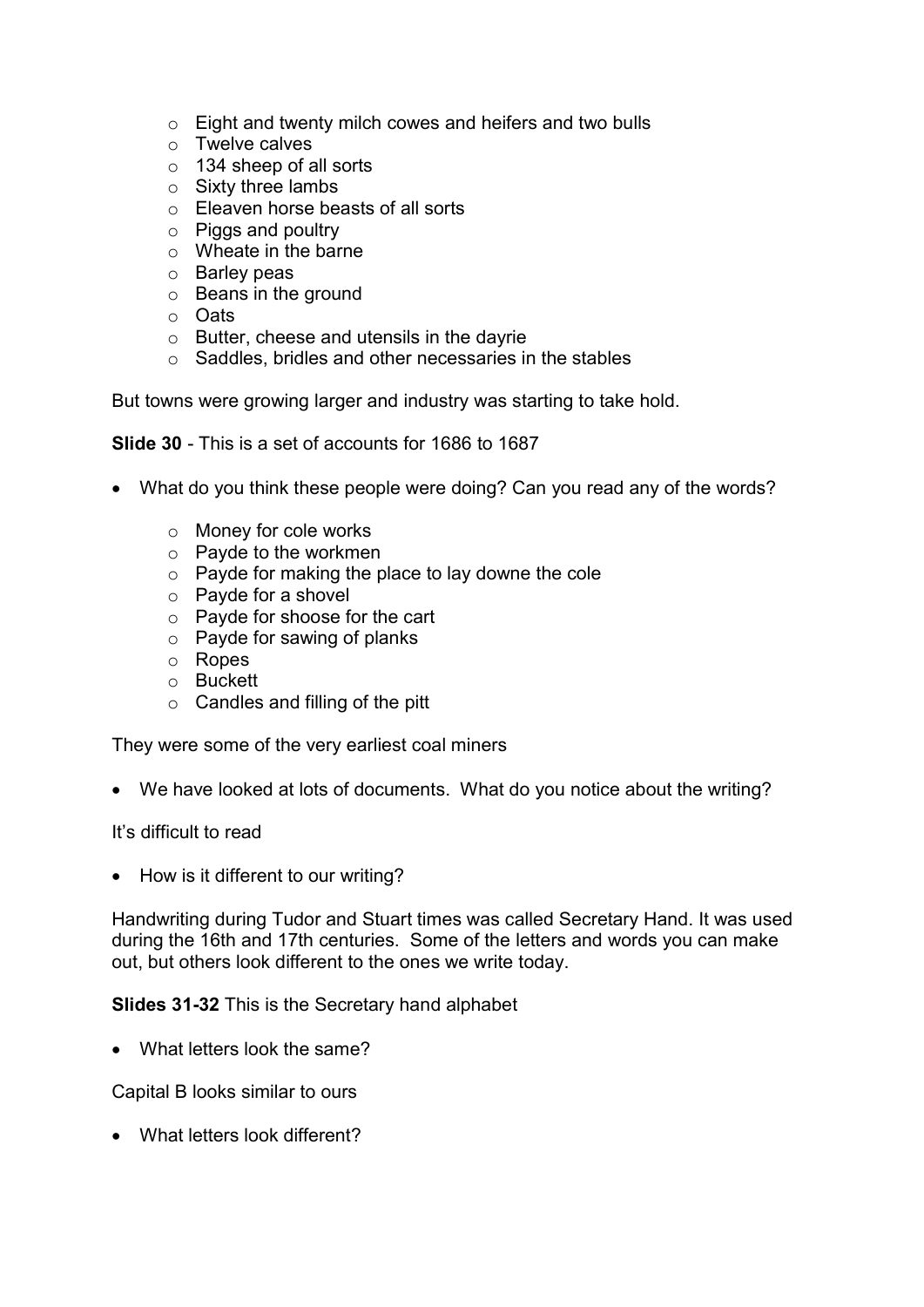- Eight and twenty milch cowes and heifers and two bulls
  - Twelve calves
  - 134 sheep of all sorts
  - Sixty three lambs
  - Eleaven horse beasts of all sorts
  - Piggs and poultry
  - Wheate in the barne
  - Barley peas
  - Beans in the ground
  - Oats
  - Butter, cheese and utensils in the dayrie
  - Saddles, bridles and other necessaries in the stables

But towns were growing larger and industry was starting to take hold.

**Slide 30** - This is a set of accounts for 1686 to 1687

- What do you think these people were doing? Can you read any of the words?
  - Money for cole works
  - Payde to the workmen
  - Payde for making the place to lay downe the cole
  - Payde for a shovel
  - Payde for shoose for the cart
  - Payde for sawing of planks
  - Ropes
  - Buckett
  - Candles and filling of the pitt

They were some of the very earliest coal miners

- We have looked at lots of documents. What do you notice about the writing?

It's difficult to read

- How is it different to our writing?

Handwriting during Tudor and Stuart times was called Secretary Hand. It was used during the 16th and 17th centuries. Some of the letters and words you can make out, but others look different to the ones we write today.

**Slides 31-32** This is the Secretary hand alphabet

- What letters look the same?

Capital B looks similar to ours

- What letters look different?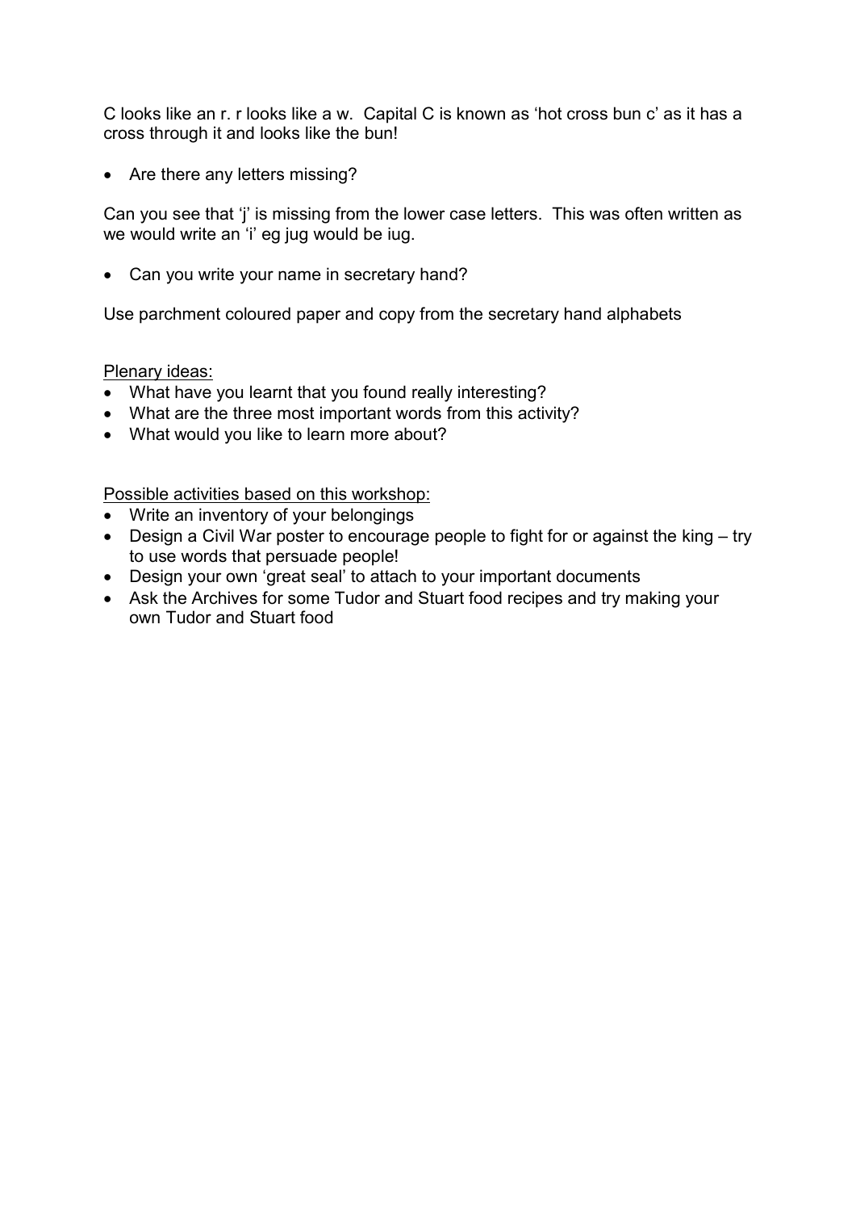C looks like an r. r looks like a w. Capital C is known as 'hot cross bun c' as it has a cross through it and looks like the bun!

- Are there any letters missing?

Can you see that 'j' is missing from the lower case letters. This was often written as we would write an 'i' eg jug would be iug.

- Can you write your name in secretary hand?

Use parchment coloured paper and copy from the secretary hand alphabets

<u>Plenary ideas:</u>

- What have you learnt that you found really interesting?
- What are the three most important words from this activity?
- What would you like to learn more about?

<u>Possible activities based on this workshop:</u>

- Write an inventory of your belongings
- Design a Civil War poster to encourage people to fight for or against the king – try to use words that persuade people!
- Design your own 'great seal' to attach to your important documents
- Ask the Archives for some Tudor and Stuart food recipes and try making your own Tudor and Stuart food